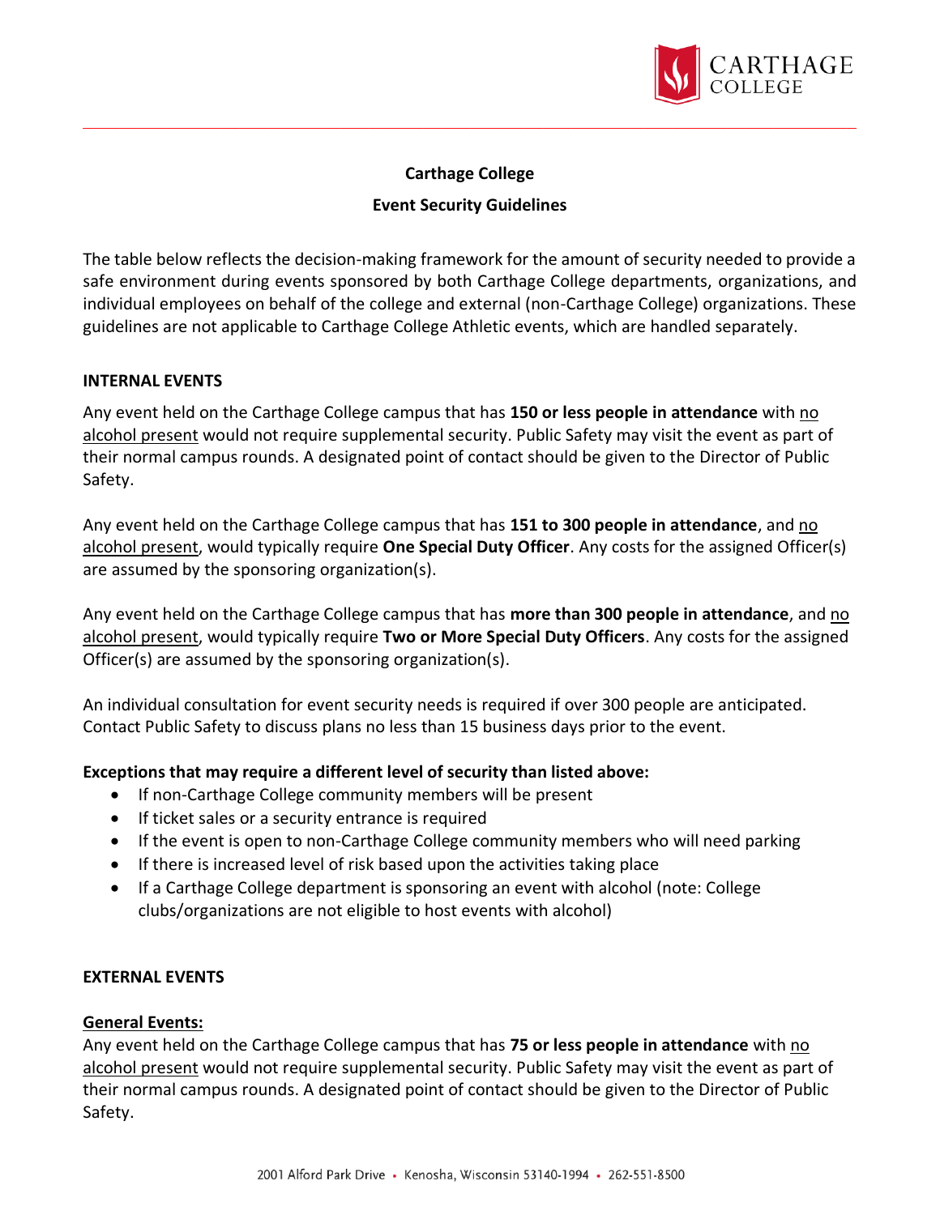# Carthage College

## Event Security Guidelines

The table below reflects the decision-making framework for the amount of security needed to provide a safe environment during events sponsored by both Carthage College departments, organizations, and individual employees on behalf of the college and external (non-Carthage College) organizations. These guidelines are not applicable to Carthage College Athletic events, which are handled separately.

### INTERNAL EVENTS

Any event held on the Carthage College campus that has **150 or less people in attendance** with <u>no alcohol present</u> would not require supplemental security. Public Safety may visit the event as part of their normal campus rounds. A designated point of contact should be given to the Director of Public Safety.

Any event held on the Carthage College campus that has **151 to 300 people in attendance**, and <u>no alcohol present</u>, would typically require **One Special Duty Officer**. Any costs for the assigned Officer(s) are assumed by the sponsoring organization(s).

Any event held on the Carthage College campus that has **more than 300 people in attendance**, and <u>no alcohol present</u>, would typically require **Two or More Special Duty Officers**. Any costs for the assigned Officer(s) are assumed by the sponsoring organization(s).

An individual consultation for event security needs is required if over 300 people are anticipated. Contact Public Safety to discuss plans no less than 15 business days prior to the event.

**Exceptions that may require a different level of security than listed above:**

- If non-Carthage College community members will be present
- If ticket sales or a security entrance is required
- If the event is open to non-Carthage College community members who will need parking
- If there is increased level of risk based upon the activities taking place
- If a Carthage College department is sponsoring an event with alcohol (note: College clubs/organizations are not eligible to host events with alcohol)

### EXTERNAL EVENTS

**<u>General Events:</u>**

Any event held on the Carthage College campus that has **75 or less people in attendance** with <u>no alcohol present</u> would not require supplemental security. Public Safety may visit the event as part of their normal campus rounds. A designated point of contact should be given to the Director of Public Safety.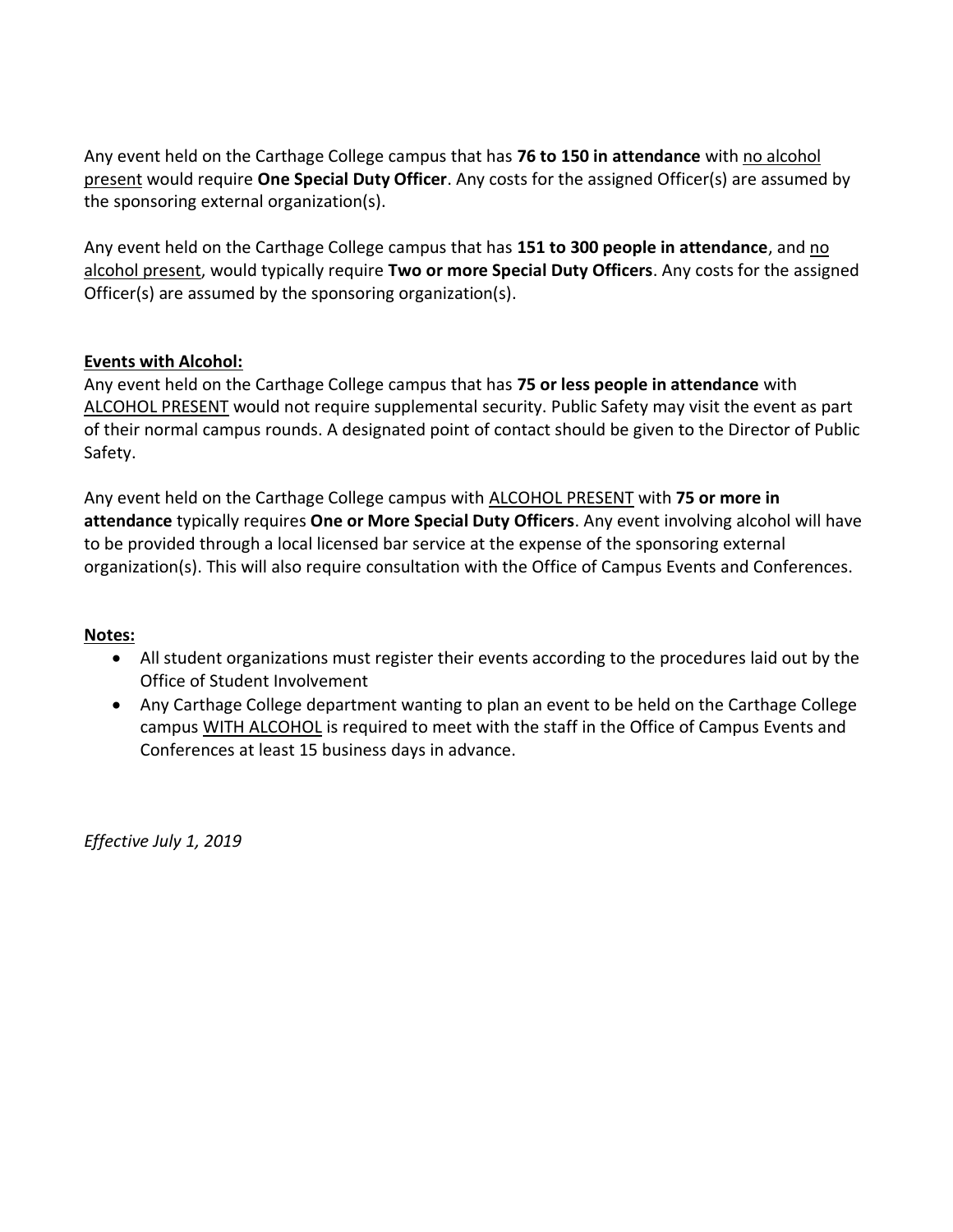Any event held on the Carthage College campus that has **76 to 150 in attendance** with <u>no alcohol present</u> would require **One Special Duty Officer**. Any costs for the assigned Officer(s) are assumed by the sponsoring external organization(s).

Any event held on the Carthage College campus that has **151 to 300 people in attendance**, and <u>no alcohol present</u>, would typically require **Two or more Special Duty Officers**. Any costs for the assigned Officer(s) are assumed by the sponsoring organization(s).

**<u>Events with Alcohol:</u>**
Any event held on the Carthage College campus that has **75 or less people in attendance** with <u>ALCOHOL PRESENT</u> would not require supplemental security. Public Safety may visit the event as part of their normal campus rounds. A designated point of contact should be given to the Director of Public Safety.

Any event held on the Carthage College campus with <u>ALCOHOL PRESENT</u> with **75 or more in attendance** typically requires **One or More Special Duty Officers**. Any event involving alcohol will have to be provided through a local licensed bar service at the expense of the sponsoring external organization(s). This will also require consultation with the Office of Campus Events and Conferences.

**<u>Notes:</u>**

- All student organizations must register their events according to the procedures laid out by the Office of Student Involvement
- Any Carthage College department wanting to plan an event to be held on the Carthage College campus <u>WITH ALCOHOL</u> is required to meet with the staff in the Office of Campus Events and Conferences at least 15 business days in advance.

*Effective July 1, 2019*